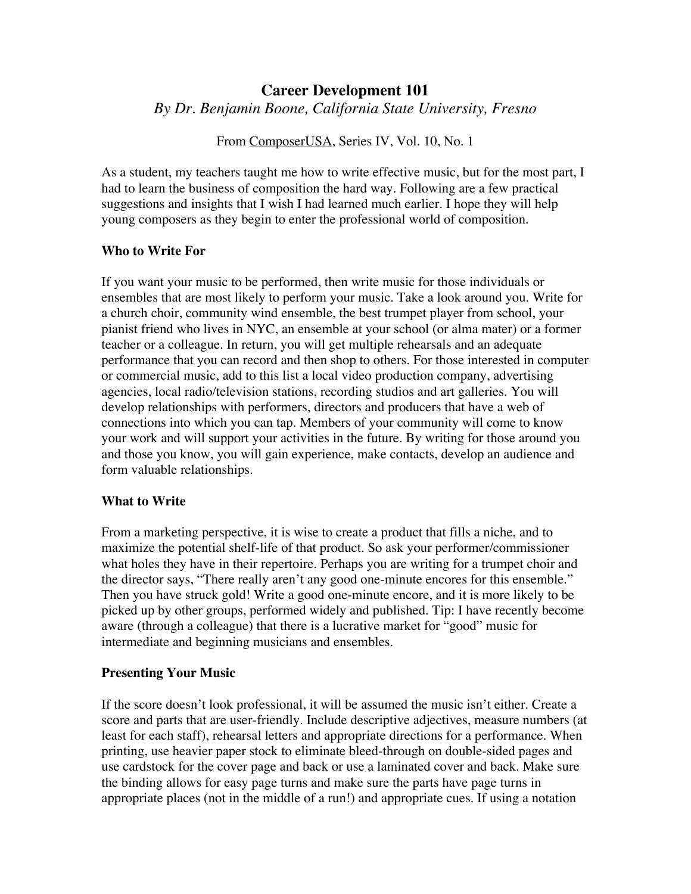# Career Development 101

*By Dr. Benjamin Boone, California State University, Fresno*

From ComposerUSA, Series IV, Vol. 10, No. 1

As a student, my teachers taught me how to write effective music, but for the most part, I had to learn the business of composition the hard way. Following are a few practical suggestions and insights that I wish I had learned much earlier. I hope they will help young composers as they begin to enter the professional world of composition.

### Who to Write For

If you want your music to be performed, then write music for those individuals or ensembles that are most likely to perform your music. Take a look around you. Write for a church choir, community wind ensemble, the best trumpet player from school, your pianist friend who lives in NYC, an ensemble at your school (or alma mater) or a former teacher or a colleague. In return, you will get multiple rehearsals and an adequate performance that you can record and then shop to others. For those interested in computer or commercial music, add to this list a local video production company, advertising agencies, local radio/television stations, recording studios and art galleries. You will develop relationships with performers, directors and producers that have a web of connections into which you can tap. Members of your community will come to know your work and will support your activities in the future. By writing for those around you and those you know, you will gain experience, make contacts, develop an audience and form valuable relationships.

### What to Write

From a marketing perspective, it is wise to create a product that fills a niche, and to maximize the potential shelf-life of that product. So ask your performer/commissioner what holes they have in their repertoire. Perhaps you are writing for a trumpet choir and the director says, "There really aren't any good one-minute encores for this ensemble." Then you have struck gold! Write a good one-minute encore, and it is more likely to be picked up by other groups, performed widely and published. Tip: I have recently become aware (through a colleague) that there is a lucrative market for "good" music for intermediate and beginning musicians and ensembles.

### Presenting Your Music

If the score doesn't look professional, it will be assumed the music isn't either. Create a score and parts that are user-friendly. Include descriptive adjectives, measure numbers (at least for each staff), rehearsal letters and appropriate directions for a performance. When printing, use heavier paper stock to eliminate bleed-through on double-sided pages and use cardstock for the cover page and back or use a laminated cover and back. Make sure the binding allows for easy page turns and make sure the parts have page turns in appropriate places (not in the middle of a run!) and appropriate cues. If using a notation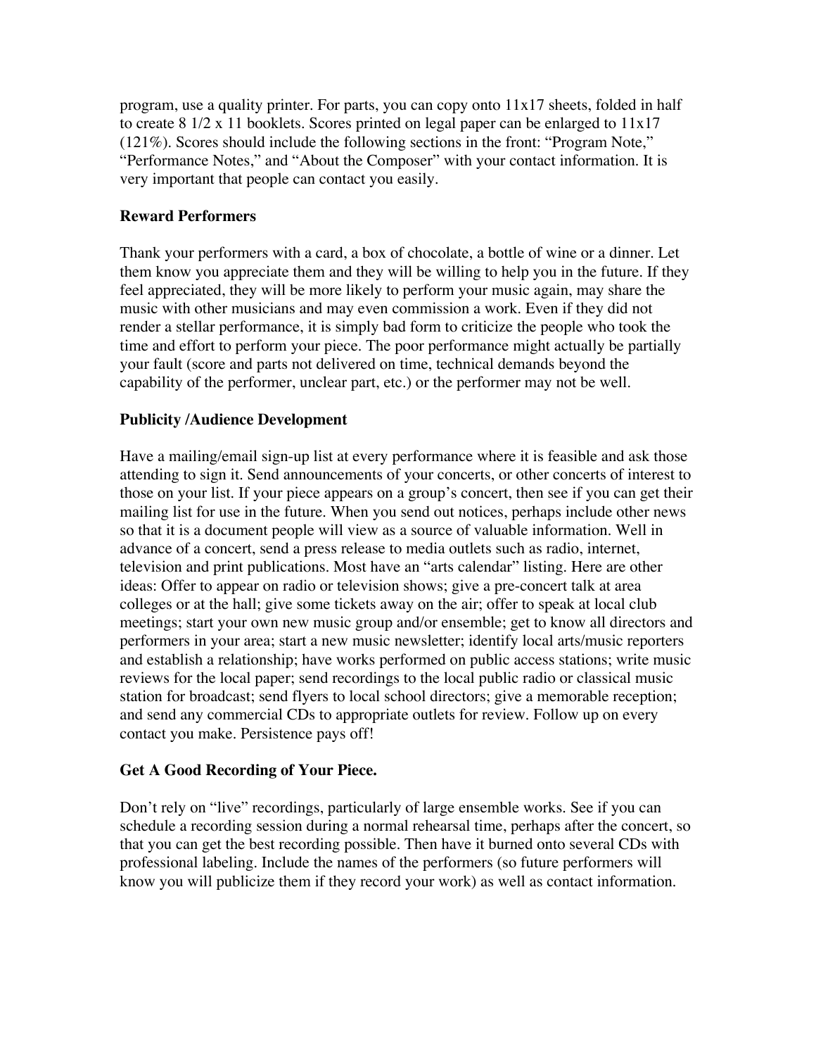program, use a quality printer. For parts, you can copy onto 11x17 sheets, folded in half to create 8 1/2 x 11 booklets. Scores printed on legal paper can be enlarged to 11x17 (121%). Scores should include the following sections in the front: "Program Note," "Performance Notes," and "About the Composer" with your contact information. It is very important that people can contact you easily.

**Reward Performers**

Thank your performers with a card, a box of chocolate, a bottle of wine or a dinner. Let them know you appreciate them and they will be willing to help you in the future. If they feel appreciated, they will be more likely to perform your music again, may share the music with other musicians and may even commission a work. Even if they did not render a stellar performance, it is simply bad form to criticize the people who took the time and effort to perform your piece. The poor performance might actually be partially your fault (score and parts not delivered on time, technical demands beyond the capability of the performer, unclear part, etc.) or the performer may not be well.

**Publicity /Audience Development**

Have a mailing/email sign-up list at every performance where it is feasible and ask those attending to sign it. Send announcements of your concerts, or other concerts of interest to those on your list. If your piece appears on a group's concert, then see if you can get their mailing list for use in the future. When you send out notices, perhaps include other news so that it is a document people will view as a source of valuable information. Well in advance of a concert, send a press release to media outlets such as radio, internet, television and print publications. Most have an "arts calendar" listing. Here are other ideas: Offer to appear on radio or television shows; give a pre-concert talk at area colleges or at the hall; give some tickets away on the air; offer to speak at local club meetings; start your own new music group and/or ensemble; get to know all directors and performers in your area; start a new music newsletter; identify local arts/music reporters and establish a relationship; have works performed on public access stations; write music reviews for the local paper; send recordings to the local public radio or classical music station for broadcast; send flyers to local school directors; give a memorable reception; and send any commercial CDs to appropriate outlets for review. Follow up on every contact you make. Persistence pays off!

**Get A Good Recording of Your Piece.**

Don't rely on "live" recordings, particularly of large ensemble works. See if you can schedule a recording session during a normal rehearsal time, perhaps after the concert, so that you can get the best recording possible. Then have it burned onto several CDs with professional labeling. Include the names of the performers (so future performers will know you will publicize them if they record your work) as well as contact information.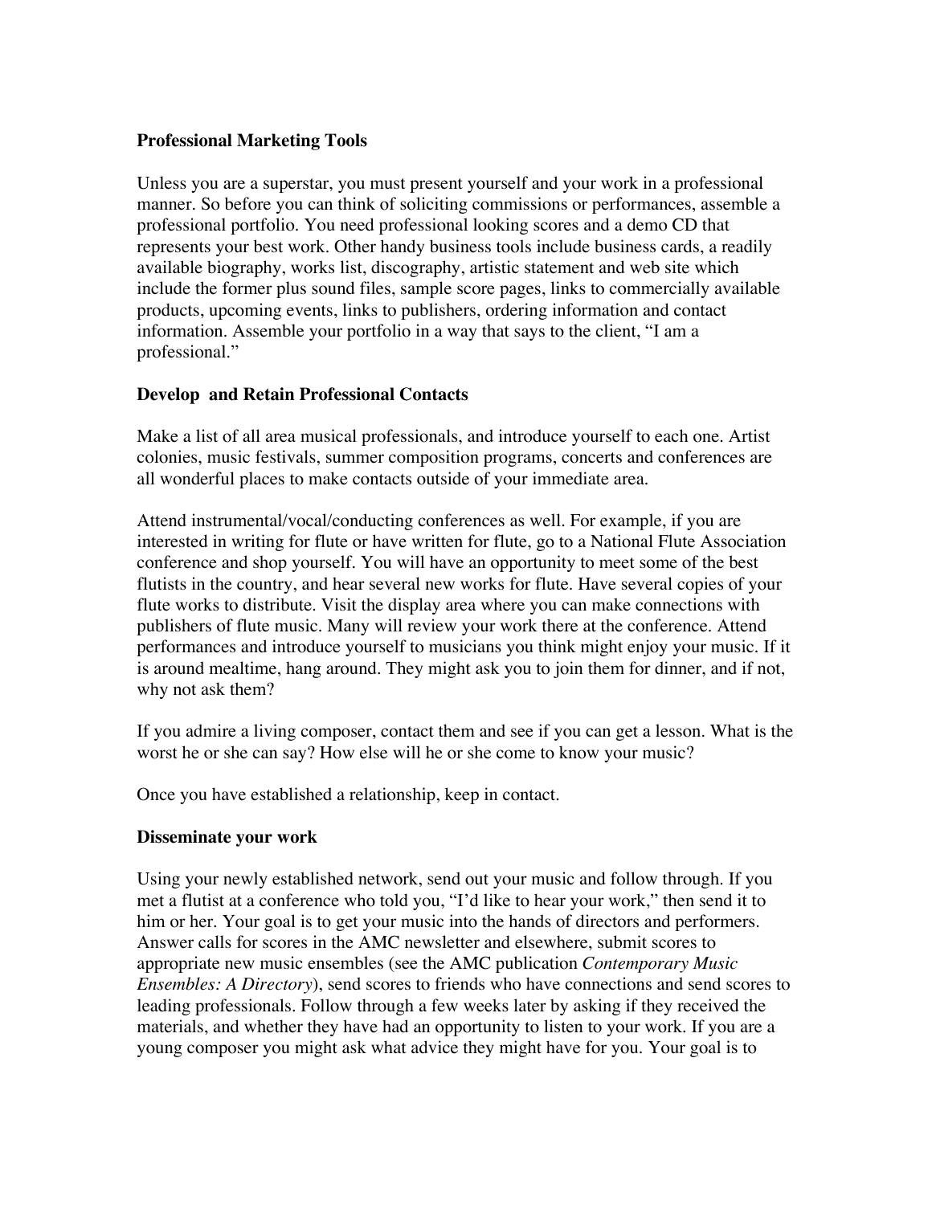**Professional Marketing Tools**

Unless you are a superstar, you must present yourself and your work in a professional manner. So before you can think of soliciting commissions or performances, assemble a professional portfolio. You need professional looking scores and a demo CD that represents your best work. Other handy business tools include business cards, a readily available biography, works list, discography, artistic statement and web site which include the former plus sound files, sample score pages, links to commercially available products, upcoming events, links to publishers, ordering information and contact information. Assemble your portfolio in a way that says to the client, "I am a professional."

**Develop and Retain Professional Contacts**

Make a list of all area musical professionals, and introduce yourself to each one. Artist colonies, music festivals, summer composition programs, concerts and conferences are all wonderful places to make contacts outside of your immediate area.

Attend instrumental/vocal/conducting conferences as well. For example, if you are interested in writing for flute or have written for flute, go to a National Flute Association conference and shop yourself. You will have an opportunity to meet some of the best flutists in the country, and hear several new works for flute. Have several copies of your flute works to distribute. Visit the display area where you can make connections with publishers of flute music. Many will review your work there at the conference. Attend performances and introduce yourself to musicians you think might enjoy your music. If it is around mealtime, hang around. They might ask you to join them for dinner, and if not, why not ask them?

If you admire a living composer, contact them and see if you can get a lesson. What is the worst he or she can say? How else will he or she come to know your music?

Once you have established a relationship, keep in contact.

**Disseminate your work**

Using your newly established network, send out your music and follow through. If you met a flutist at a conference who told you, "I'd like to hear your work," then send it to him or her. Your goal is to get your music into the hands of directors and performers. Answer calls for scores in the AMC newsletter and elsewhere, submit scores to appropriate new music ensembles (see the AMC publication *Contemporary Music Ensembles: A Directory*), send scores to friends who have connections and send scores to leading professionals. Follow through a few weeks later by asking if they received the materials, and whether they have had an opportunity to listen to your work. If you are a young composer you might ask what advice they might have for you. Your goal is to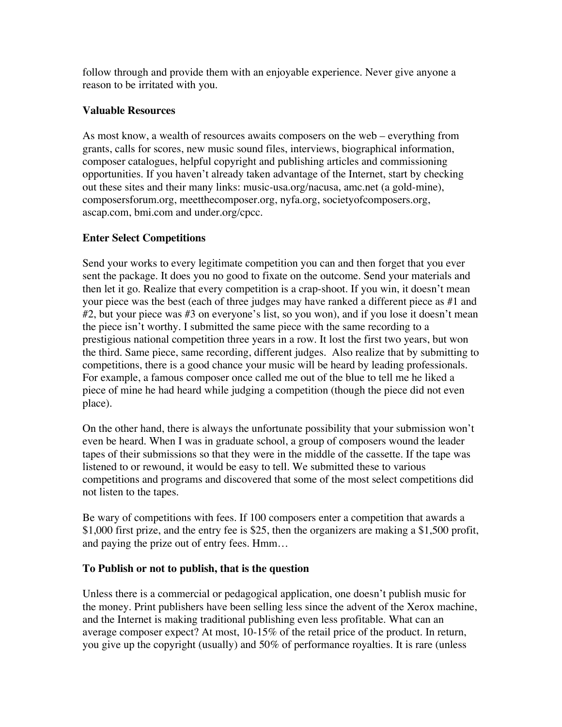follow through and provide them with an enjoyable experience. Never give anyone a reason to be irritated with you.

**Valuable Resources**

As most know, a wealth of resources awaits composers on the web – everything from grants, calls for scores, new music sound files, interviews, biographical information, composer catalogues, helpful copyright and publishing articles and commissioning opportunities. If you haven't already taken advantage of the Internet, start by checking out these sites and their many links: music-usa.org/nacusa, amc.net (a gold-mine), composersforum.org, meetthecomposer.org, nyfa.org, societyofcomposers.org, ascap.com, bmi.com and under.org/cpcc.

**Enter Select Competitions**

Send your works to every legitimate competition you can and then forget that you ever sent the package. It does you no good to fixate on the outcome. Send your materials and then let it go. Realize that every competition is a crap-shoot. If you win, it doesn't mean your piece was the best (each of three judges may have ranked a different piece as #1 and #2, but your piece was #3 on everyone's list, so you won), and if you lose it doesn't mean the piece isn't worthy. I submitted the same piece with the same recording to a prestigious national competition three years in a row. It lost the first two years, but won the third. Same piece, same recording, different judges. Also realize that by submitting to competitions, there is a good chance your music will be heard by leading professionals. For example, a famous composer once called me out of the blue to tell me he liked a piece of mine he had heard while judging a competition (though the piece did not even place).

On the other hand, there is always the unfortunate possibility that your submission won't even be heard. When I was in graduate school, a group of composers wound the leader tapes of their submissions so that they were in the middle of the cassette. If the tape was listened to or rewound, it would be easy to tell. We submitted these to various competitions and programs and discovered that some of the most select competitions did not listen to the tapes.

Be wary of competitions with fees. If 100 composers enter a competition that awards a $1,000 first prize, and the entry fee is $25, then the organizers are making a $1,500 profit, and paying the prize out of entry fees. Hmm…

**To Publish or not to publish, that is the question**

Unless there is a commercial or pedagogical application, one doesn't publish music for the money. Print publishers have been selling less since the advent of the Xerox machine, and the Internet is making traditional publishing even less profitable. What can an average composer expect? At most, 10-15% of the retail price of the product. In return, you give up the copyright (usually) and 50% of performance royalties. It is rare (unless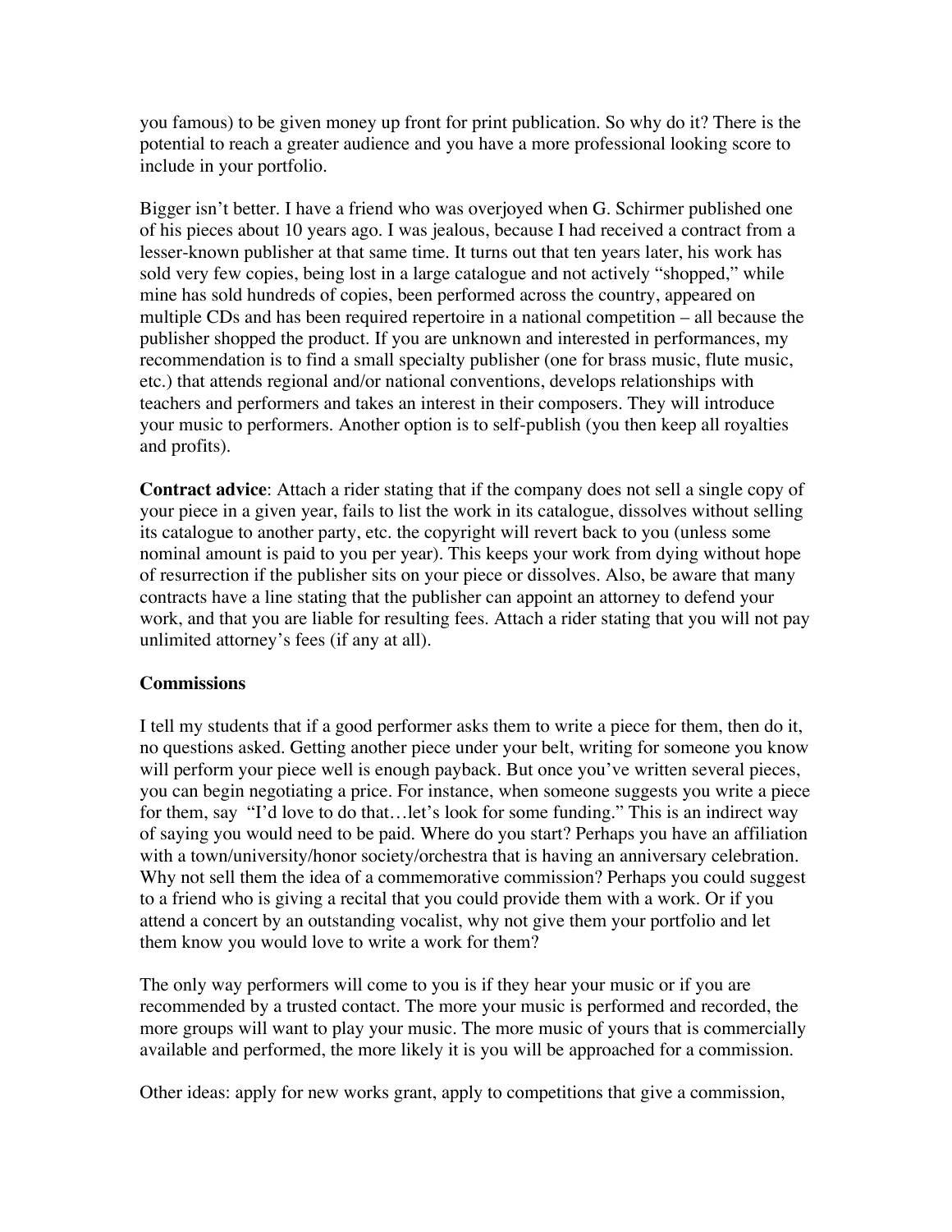you famous) to be given money up front for print publication. So why do it? There is the potential to reach a greater audience and you have a more professional looking score to include in your portfolio.

Bigger isn't better. I have a friend who was overjoyed when G. Schirmer published one of his pieces about 10 years ago. I was jealous, because I had received a contract from a lesser-known publisher at that same time. It turns out that ten years later, his work has sold very few copies, being lost in a large catalogue and not actively "shopped," while mine has sold hundreds of copies, been performed across the country, appeared on multiple CDs and has been required repertoire in a national competition – all because the publisher shopped the product. If you are unknown and interested in performances, my recommendation is to find a small specialty publisher (one for brass music, flute music, etc.) that attends regional and/or national conventions, develops relationships with teachers and performers and takes an interest in their composers. They will introduce your music to performers. Another option is to self-publish (you then keep all royalties and profits).

**Contract advice**: Attach a rider stating that if the company does not sell a single copy of your piece in a given year, fails to list the work in its catalogue, dissolves without selling its catalogue to another party, etc. the copyright will revert back to you (unless some nominal amount is paid to you per year). This keeps your work from dying without hope of resurrection if the publisher sits on your piece or dissolves. Also, be aware that many contracts have a line stating that the publisher can appoint an attorney to defend your work, and that you are liable for resulting fees. Attach a rider stating that you will not pay unlimited attorney's fees (if any at all).

**Commissions**

I tell my students that if a good performer asks them to write a piece for them, then do it, no questions asked. Getting another piece under your belt, writing for someone you know will perform your piece well is enough payback. But once you've written several pieces, you can begin negotiating a price. For instance, when someone suggests you write a piece for them, say "I'd love to do that…let's look for some funding." This is an indirect way of saying you would need to be paid. Where do you start? Perhaps you have an affiliation with a town/university/honor society/orchestra that is having an anniversary celebration. Why not sell them the idea of a commemorative commission? Perhaps you could suggest to a friend who is giving a recital that you could provide them with a work. Or if you attend a concert by an outstanding vocalist, why not give them your portfolio and let them know you would love to write a work for them?

The only way performers will come to you is if they hear your music or if you are recommended by a trusted contact. The more your music is performed and recorded, the more groups will want to play your music. The more music of yours that is commercially available and performed, the more likely it is you will be approached for a commission.

Other ideas: apply for new works grant, apply to competitions that give a commission,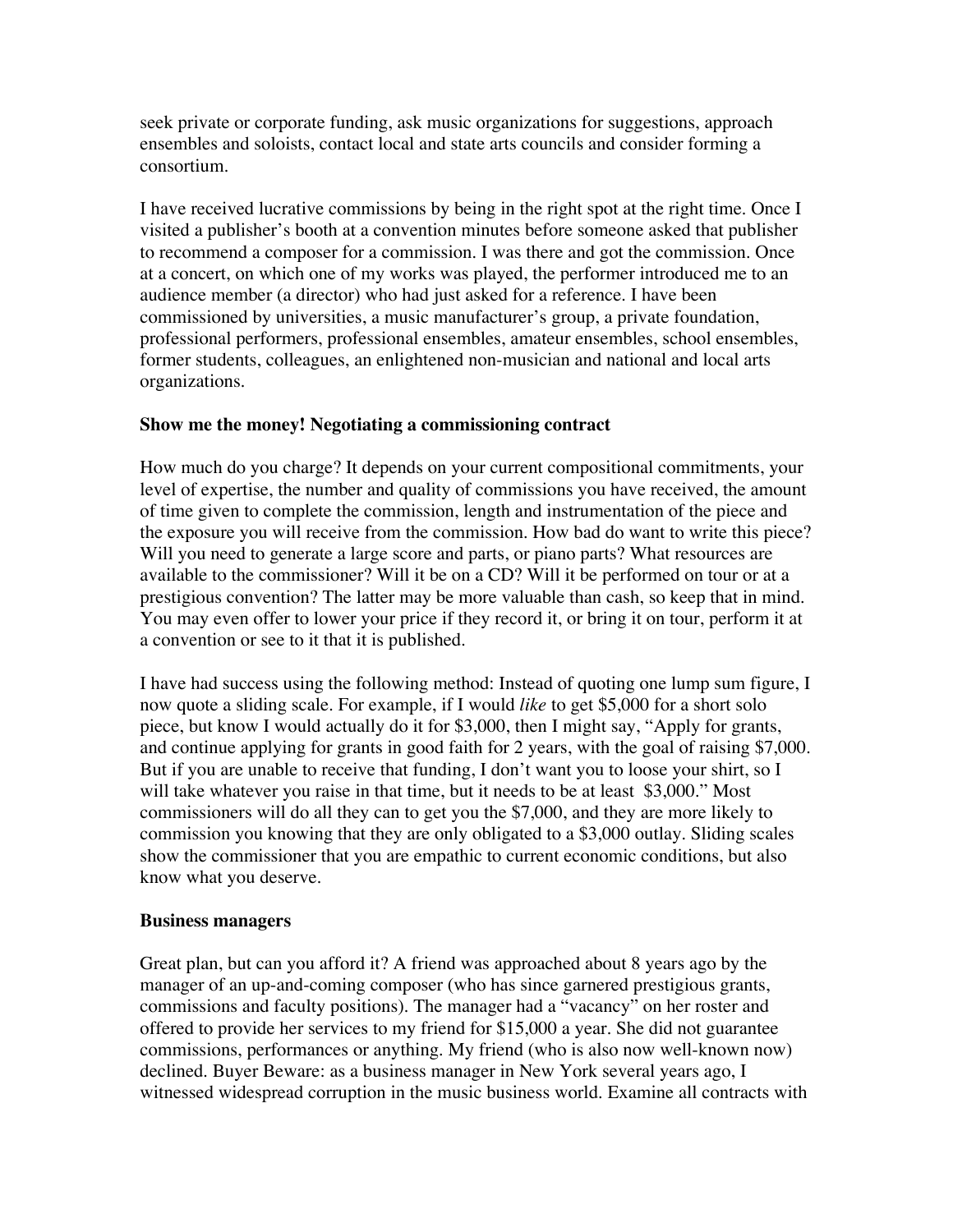seek private or corporate funding, ask music organizations for suggestions, approach ensembles and soloists, contact local and state arts councils and consider forming a consortium.

I have received lucrative commissions by being in the right spot at the right time. Once I visited a publisher's booth at a convention minutes before someone asked that publisher to recommend a composer for a commission. I was there and got the commission. Once at a concert, on which one of my works was played, the performer introduced me to an audience member (a director) who had just asked for a reference. I have been commissioned by universities, a music manufacturer's group, a private foundation, professional performers, professional ensembles, amateur ensembles, school ensembles, former students, colleagues, an enlightened non-musician and national and local arts organizations.

**Show me the money! Negotiating a commissioning contract**

How much do you charge? It depends on your current compositional commitments, your level of expertise, the number and quality of commissions you have received, the amount of time given to complete the commission, length and instrumentation of the piece and the exposure you will receive from the commission. How bad do want to write this piece? Will you need to generate a large score and parts, or piano parts? What resources are available to the commissioner? Will it be on a CD? Will it be performed on tour or at a prestigious convention? The latter may be more valuable than cash, so keep that in mind. You may even offer to lower your price if they record it, or bring it on tour, perform it at a convention or see to it that it is published.

I have had success using the following method: Instead of quoting one lump sum figure, I now quote a sliding scale. For example, if I would *like* to get $5,000 for a short solo piece, but know I would actually do it for $3,000, then I might say, "Apply for grants, and continue applying for grants in good faith for 2 years, with the goal of raising $7,000. But if you are unable to receive that funding, I don't want you to loose your shirt, so I will take whatever you raise in that time, but it needs to be at least $3,000." Most commissioners will do all they can to get you the $7,000, and they are more likely to commission you knowing that they are only obligated to a $3,000 outlay. Sliding scales show the commissioner that you are empathic to current economic conditions, but also know what you deserve.

**Business managers**

Great plan, but can you afford it? A friend was approached about 8 years ago by the manager of an up-and-coming composer (who has since garnered prestigious grants, commissions and faculty positions). The manager had a "vacancy" on her roster and offered to provide her services to my friend for $15,000 a year. She did not guarantee commissions, performances or anything. My friend (who is also now well-known now) declined. Buyer Beware: as a business manager in New York several years ago, I witnessed widespread corruption in the music business world. Examine all contracts with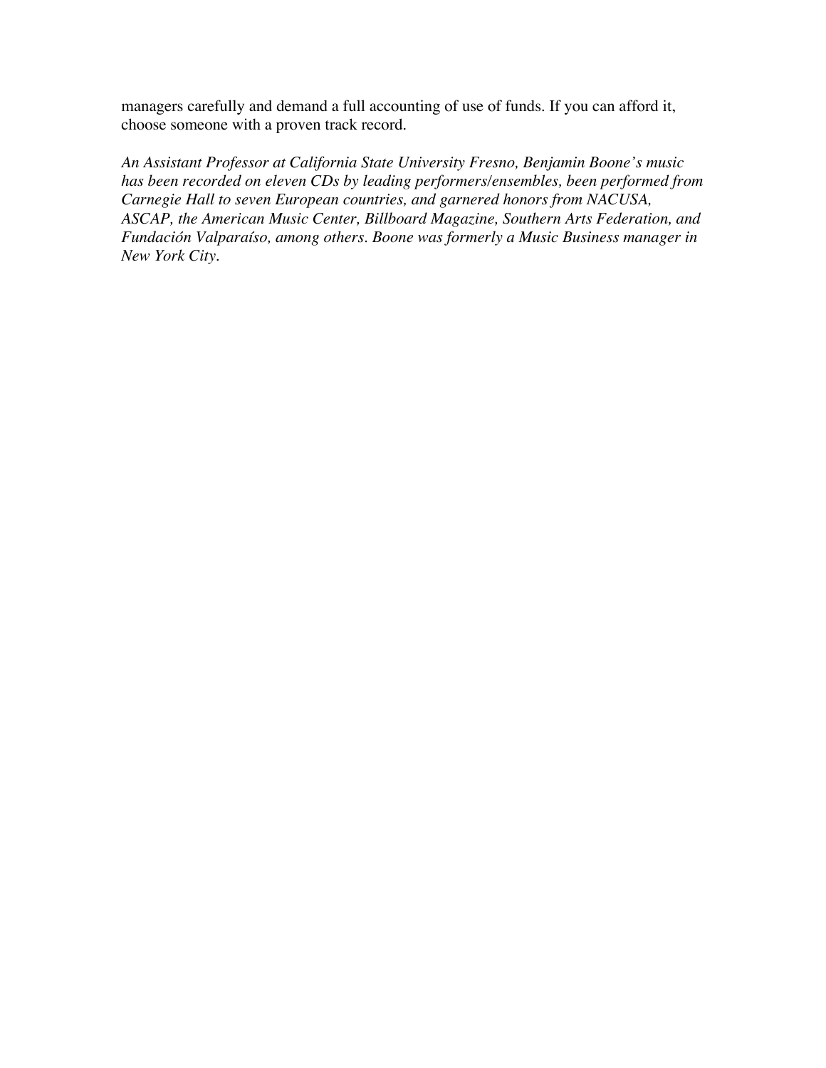managers carefully and demand a full accounting of use of funds. If you can afford it, choose someone with a proven track record.

*An Assistant Professor at California State University Fresno, Benjamin Boone's music has been recorded on eleven CDs by leading performers/ensembles, been performed from Carnegie Hall to seven European countries, and garnered honors from NACUSA, ASCAP, the American Music Center, Billboard Magazine, Southern Arts Federation, and Fundación Valparaíso, among others. Boone was formerly a Music Business manager in New York City.*